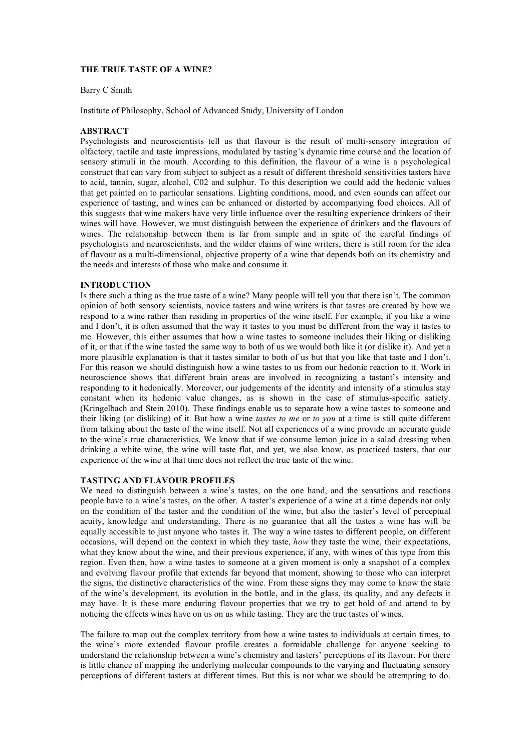# THE TRUE TASTE OF A WINE?

Barry C Smith

Institute of Philosophy, School of Advanced Study, University of London

## ABSTRACT

Psychologists and neuroscientists tell us that flavour is the result of multi-sensory integration of olfactory, tactile and taste impressions, modulated by tasting's dynamic time course and the location of sensory stimuli in the mouth. According to this definition, the flavour of a wine is a psychological construct that can vary from subject to subject as a result of different threshold sensitivities tasters have to acid, tannin, sugar, alcohol, C02 and sulphur. To this description we could add the hedonic values that get painted on to particular sensations. Lighting conditions, mood, and even sounds can affect our experience of tasting, and wines can be enhanced or distorted by accompanying food choices. All of this suggests that wine makers have very little influence over the resulting experience drinkers of their wines will have. However, we must distinguish between the experience of drinkers and the flavours of wines. The relationship between them is far from simple and in spite of the careful findings of psychologists and neuroscientists, and the wilder claims of wine writers, there is still room for the idea of flavour as a multi-dimensional, objective property of a wine that depends both on its chemistry and the needs and interests of those who make and consume it.

## INTRODUCTION

Is there such a thing as the true taste of a wine? Many people will tell you that there isn't. The common opinion of both sensory scientists, novice tasters and wine writers is that tastes are created by how we respond to a wine rather than residing in properties of the wine itself. For example, if you like a wine and I don't, it is often assumed that the way it tastes to you must be different from the way it tastes to me. However, this either assumes that how a wine tastes to someone includes their liking or disliking of it, or that if the wine tasted the same way to both of us we would both like it (or dislike it). And yet a more plausible explanation is that it tastes similar to both of us but that you like that taste and I don't. For this reason we should distinguish how a wine tastes to us from our hedonic reaction to it. Work in neuroscience shows that different brain areas are involved in recognizing a tastant's intensity and responding to it hedonically. Moreover, our judgements of the identity and intensity of a stimulus stay constant when its hedonic value changes, as is shown in the case of stimulus-specific satiety. (Kringelbach and Stein 2010). These findings enable us to separate how a wine tastes to someone and their liking (or disliking) of it. But how a wine *tastes to me* or *to you* at a time is still quite different from talking about the taste of the wine itself. Not all experiences of a wine provide an accurate guide to the wine's true characteristics. We know that if we consume lemon juice in a salad dressing when drinking a white wine, the wine will taste flat, and yet, we also know, as practiced tasters, that our experience of the wine at that time does not reflect the true taste of the wine.

## TASTING AND FLAVOUR PROFILES

We need to distinguish between a wine's tastes, on the one hand, and the sensations and reactions people have to a wine's tastes, on the other. A taster's experience of a wine at a time depends not only on the condition of the taster and the condition of the wine, but also the taster's level of perceptual acuity, knowledge and understanding. There is no guarantee that all the tastes a wine has will be equally accessible to just anyone who tastes it. The way a wine tastes to different people, on different occasions, will depend on the context in which they taste, *how* they taste the wine, their expectations, what they know about the wine, and their previous experience, if any, with wines of this type from this region. Even then, how a wine tastes to someone at a given moment is only a snapshot of a complex and evolving flavour profile that extends far beyond that moment, showing to those who can interpret the signs, the distinctive characteristics of the wine. From these signs they may come to know the state of the wine's development, its evolution in the bottle, and in the glass, its quality, and any defects it may have. It is these more enduring flavour properties that we try to get hold of and attend to by noticing the effects wines have on us on us while tasting. They are the true tastes of wines.

The failure to map out the complex territory from how a wine tastes to individuals at certain times, to the wine's more extended flavour profile creates a formidable challenge for anyone seeking to understand the relationship between a wine's chemistry and tasters' perceptions of its flavour. For there is little chance of mapping the underlying molecular compounds to the varying and fluctuating sensory perceptions of different tasters at different times. But this is not what we should be attempting to do.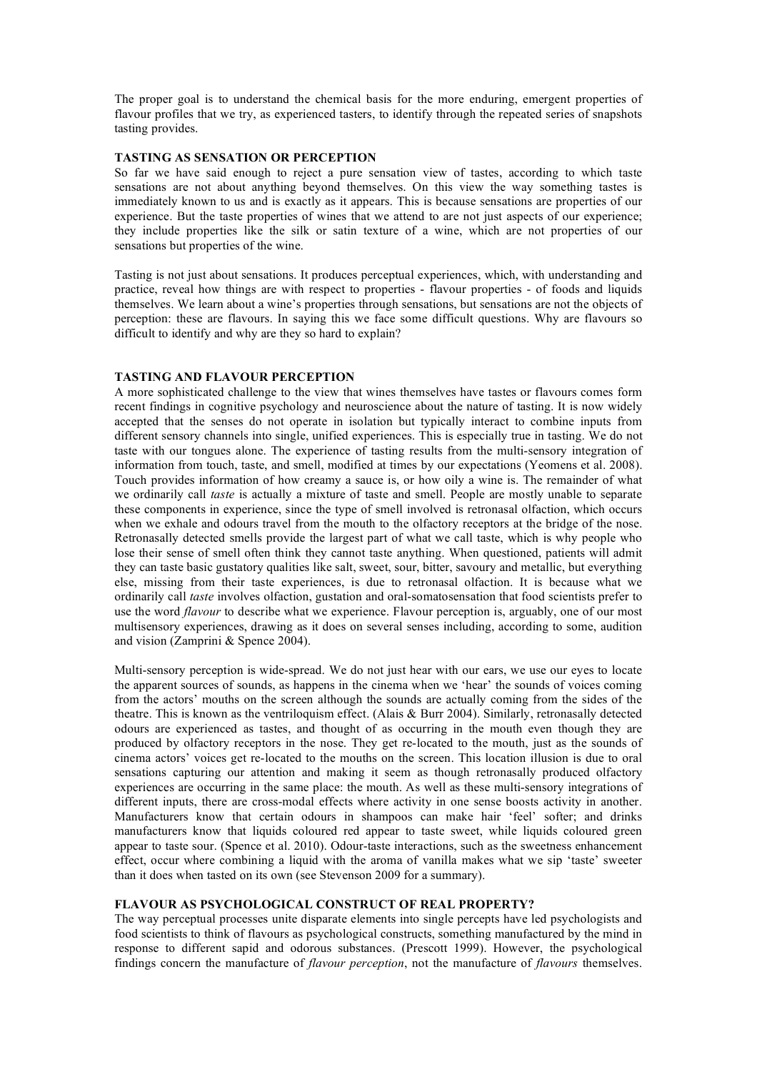The proper goal is to understand the chemical basis for the more enduring, emergent properties of flavour profiles that we try, as experienced tasters, to identify through the repeated series of snapshots tasting provides.

## TASTING AS SENSATION OR PERCEPTION

So far we have said enough to reject a pure sensation view of tastes, according to which taste sensations are not about anything beyond themselves. On this view the way something tastes is immediately known to us and is exactly as it appears. This is because sensations are properties of our experience. But the taste properties of wines that we attend to are not just aspects of our experience; they include properties like the silk or satin texture of a wine, which are not properties of our sensations but properties of the wine.

Tasting is not just about sensations. It produces perceptual experiences, which, with understanding and practice, reveal how things are with respect to properties - flavour properties - of foods and liquids themselves. We learn about a wine's properties through sensations, but sensations are not the objects of perception: these are flavours. In saying this we face some difficult questions. Why are flavours so difficult to identify and why are they so hard to explain?

## TASTING AND FLAVOUR PERCEPTION

A more sophisticated challenge to the view that wines themselves have tastes or flavours comes form recent findings in cognitive psychology and neuroscience about the nature of tasting. It is now widely accepted that the senses do not operate in isolation but typically interact to combine inputs from different sensory channels into single, unified experiences. This is especially true in tasting. We do not taste with our tongues alone. The experience of tasting results from the multi-sensory integration of information from touch, taste, and smell, modified at times by our expectations (Yeomens et al. 2008). Touch provides information of how creamy a sauce is, or how oily a wine is. The remainder of what we ordinarily call *taste* is actually a mixture of taste and smell. People are mostly unable to separate these components in experience, since the type of smell involved is retronasal olfaction, which occurs when we exhale and odours travel from the mouth to the olfactory receptors at the bridge of the nose. Retronasally detected smells provide the largest part of what we call taste, which is why people who lose their sense of smell often think they cannot taste anything. When questioned, patients will admit they can taste basic gustatory qualities like salt, sweet, sour, bitter, savoury and metallic, but everything else, missing from their taste experiences, is due to retronasal olfaction. It is because what we ordinarily call *taste* involves olfaction, gustation and oral-somatosensation that food scientists prefer to use the word *flavour* to describe what we experience. Flavour perception is, arguably, one of our most multisensory experiences, drawing as it does on several senses including, according to some, audition and vision (Zamprini & Spence 2004).

Multi-sensory perception is wide-spread. We do not just hear with our ears, we use our eyes to locate the apparent sources of sounds, as happens in the cinema when we 'hear' the sounds of voices coming from the actors' mouths on the screen although the sounds are actually coming from the sides of the theatre. This is known as the ventriloquism effect. (Alais & Burr 2004). Similarly, retronasally detected odours are experienced as tastes, and thought of as occurring in the mouth even though they are produced by olfactory receptors in the nose. They get re-located to the mouth, just as the sounds of cinema actors' voices get re-located to the mouths on the screen. This location illusion is due to oral sensations capturing our attention and making it seem as though retronasally produced olfactory experiences are occurring in the same place: the mouth. As well as these multi-sensory integrations of different inputs, there are cross-modal effects where activity in one sense boosts activity in another. Manufacturers know that certain odours in shampoos can make hair 'feel' softer; and drinks manufacturers know that liquids coloured red appear to taste sweet, while liquids coloured green appear to taste sour. (Spence et al. 2010). Odour-taste interactions, such as the sweetness enhancement effect, occur where combining a liquid with the aroma of vanilla makes what we sip 'taste' sweeter than it does when tasted on its own (see Stevenson 2009 for a summary).

## FLAVOUR AS PSYCHOLOGICAL CONSTRUCT OF REAL PROPERTY?

The way perceptual processes unite disparate elements into single percepts have led psychologists and food scientists to think of flavours as psychological constructs, something manufactured by the mind in response to different sapid and odorous substances. (Prescott 1999). However, the psychological findings concern the manufacture of *flavour perception*, not the manufacture of *flavours* themselves.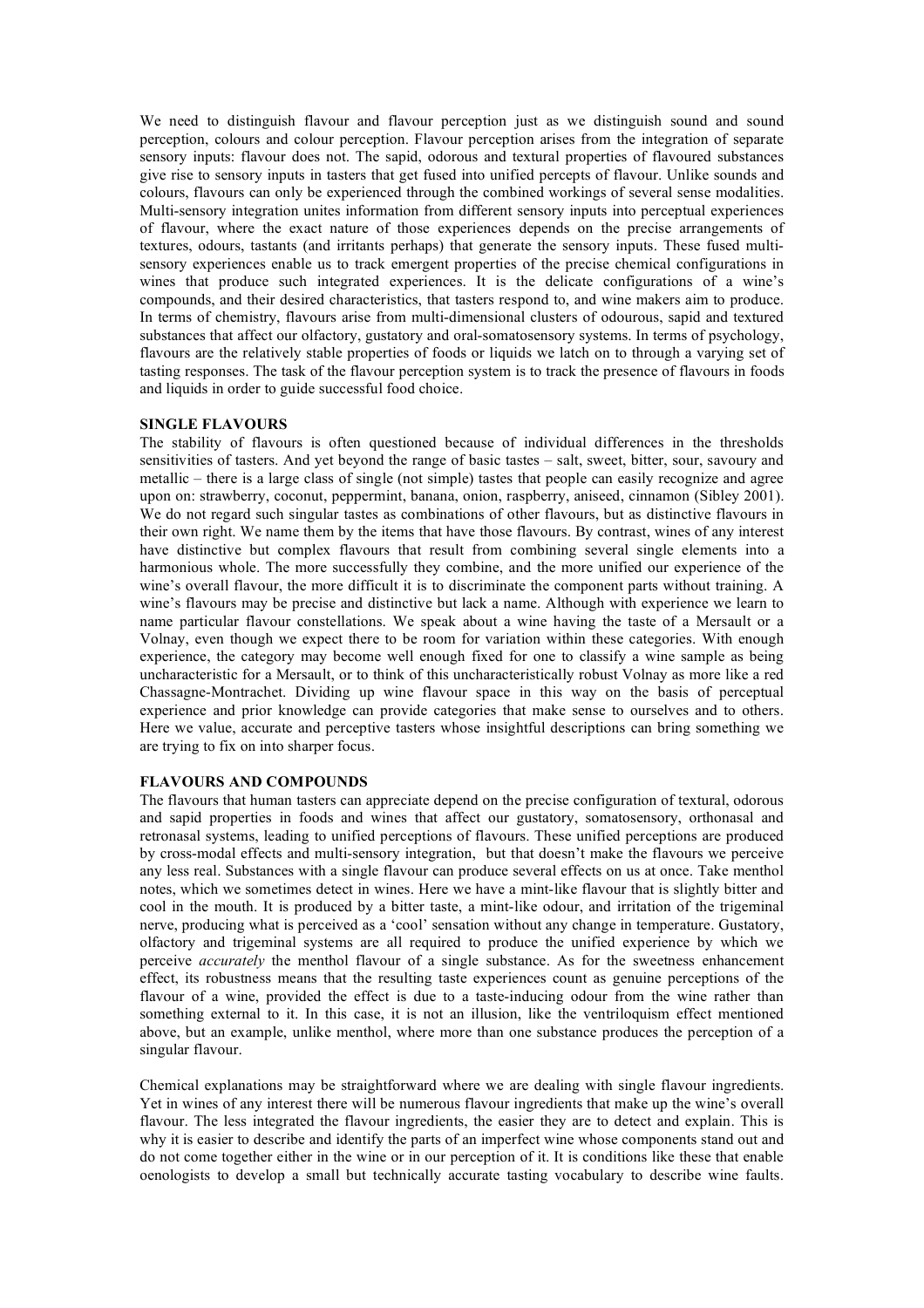We need to distinguish flavour and flavour perception just as we distinguish sound and sound perception, colours and colour perception. Flavour perception arises from the integration of separate sensory inputs: flavour does not. The sapid, odorous and textural properties of flavoured substances give rise to sensory inputs in tasters that get fused into unified percepts of flavour. Unlike sounds and colours, flavours can only be experienced through the combined workings of several sense modalities. Multi-sensory integration unites information from different sensory inputs into perceptual experiences of flavour, where the exact nature of those experiences depends on the precise arrangements of textures, odours, tastants (and irritants perhaps) that generate the sensory inputs. These fused multi-sensory experiences enable us to track emergent properties of the precise chemical configurations in wines that produce such integrated experiences. It is the delicate configurations of a wine's compounds, and their desired characteristics, that tasters respond to, and wine makers aim to produce. In terms of chemistry, flavours arise from multi-dimensional clusters of odourous, sapid and textured substances that affect our olfactory, gustatory and oral-somatosensory systems. In terms of psychology, flavours are the relatively stable properties of foods or liquids we latch on to through a varying set of tasting responses. The task of the flavour perception system is to track the presence of flavours in foods and liquids in order to guide successful food choice.

## SINGLE FLAVOURS

The stability of flavours is often questioned because of individual differences in the thresholds sensitivities of tasters. And yet beyond the range of basic tastes – salt, sweet, bitter, sour, savoury and metallic – there is a large class of single (not simple) tastes that people can easily recognize and agree upon on: strawberry, coconut, peppermint, banana, onion, raspberry, aniseed, cinnamon (Sibley 2001). We do not regard such singular tastes as combinations of other flavours, but as distinctive flavours in their own right. We name them by the items that have those flavours. By contrast, wines of any interest have distinctive but complex flavours that result from combining several single elements into a harmonious whole. The more successfully they combine, and the more unified our experience of the wine's overall flavour, the more difficult it is to discriminate the component parts without training. A wine's flavours may be precise and distinctive but lack a name. Although with experience we learn to name particular flavour constellations. We speak about a wine having the taste of a Mersault or a Volnay, even though we expect there to be room for variation within these categories. With enough experience, the category may become well enough fixed for one to classify a wine sample as being uncharacteristic for a Mersault, or to think of this uncharacteristically robust Volnay as more like a red Chassagne-Montrachet. Dividing up wine flavour space in this way on the basis of perceptual experience and prior knowledge can provide categories that make sense to ourselves and to others. Here we value, accurate and perceptive tasters whose insightful descriptions can bring something we are trying to fix on into sharper focus.

## FLAVOURS AND COMPOUNDS

The flavours that human tasters can appreciate depend on the precise configuration of textural, odorous and sapid properties in foods and wines that affect our gustatory, somatosensory, orthonasal and retronasal systems, leading to unified perceptions of flavours. These unified perceptions are produced by cross-modal effects and multi-sensory integration, but that doesn't make the flavours we perceive any less real. Substances with a single flavour can produce several effects on us at once. Take menthol notes, which we sometimes detect in wines. Here we have a mint-like flavour that is slightly bitter and cool in the mouth. It is produced by a bitter taste, a mint-like odour, and irritation of the trigeminal nerve, producing what is perceived as a 'cool' sensation without any change in temperature. Gustatory, olfactory and trigeminal systems are all required to produce the unified experience by which we perceive *accurately* the menthol flavour of a single substance. As for the sweetness enhancement effect, its robustness means that the resulting taste experiences count as genuine perceptions of the flavour of a wine, provided the effect is due to a taste-inducing odour from the wine rather than something external to it. In this case, it is not an illusion, like the ventriloquism effect mentioned above, but an example, unlike menthol, where more than one substance produces the perception of a singular flavour.

Chemical explanations may be straightforward where we are dealing with single flavour ingredients. Yet in wines of any interest there will be numerous flavour ingredients that make up the wine's overall flavour. The less integrated the flavour ingredients, the easier they are to detect and explain. This is why it is easier to describe and identify the parts of an imperfect wine whose components stand out and do not come together either in the wine or in our perception of it. It is conditions like these that enable oenologists to develop a small but technically accurate tasting vocabulary to describe wine faults.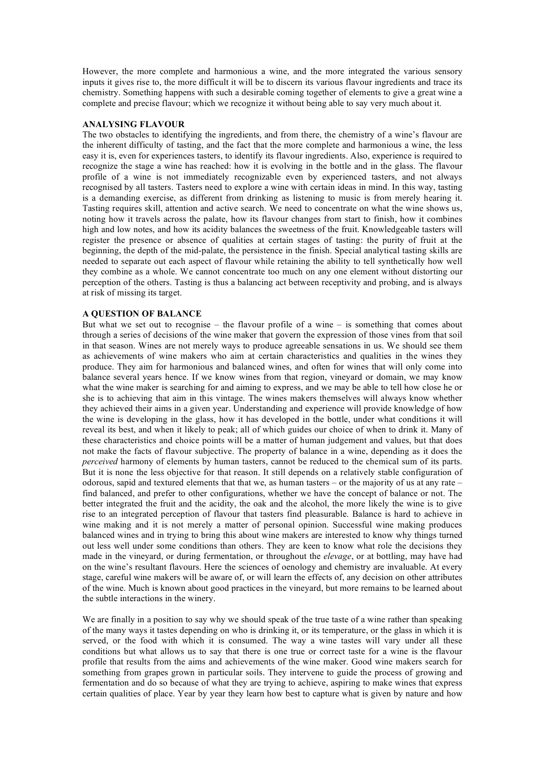However, the more complete and harmonious a wine, and the more integrated the various sensory inputs it gives rise to, the more difficult it will be to discern its various flavour ingredients and trace its chemistry. Something happens with such a desirable coming together of elements to give a great wine a complete and precise flavour; which we recognize it without being able to say very much about it.

**ANALYSING FLAVOUR**

The two obstacles to identifying the ingredients, and from there, the chemistry of a wine's flavour are the inherent difficulty of tasting, and the fact that the more complete and harmonious a wine, the less easy it is, even for experiences tasters, to identify its flavour ingredients. Also, experience is required to recognize the stage a wine has reached: how it is evolving in the bottle and in the glass. The flavour profile of a wine is not immediately recognizable even by experienced tasters, and not always recognised by all tasters. Tasters need to explore a wine with certain ideas in mind. In this way, tasting is a demanding exercise, as different from drinking as listening to music is from merely hearing it. Tasting requires skill, attention and active search. We need to concentrate on what the wine shows us, noting how it travels across the palate, how its flavour changes from start to finish, how it combines high and low notes, and how its acidity balances the sweetness of the fruit. Knowledgeable tasters will register the presence or absence of qualities at certain stages of tasting: the purity of fruit at the beginning, the depth of the mid-palate, the persistence in the finish. Special analytical tasting skills are needed to separate out each aspect of flavour while retaining the ability to tell synthetically how well they combine as a whole. We cannot concentrate too much on any one element without distorting our perception of the others. Tasting is thus a balancing act between receptivity and probing, and is always at risk of missing its target.

**A QUESTION OF BALANCE**

But what we set out to recognise – the flavour profile of a wine – is something that comes about through a series of decisions of the wine maker that govern the expression of those vines from that soil in that season. Wines are not merely ways to produce agreeable sensations in us. We should see them as achievements of wine makers who aim at certain characteristics and qualities in the wines they produce. They aim for harmonious and balanced wines, and often for wines that will only come into balance several years hence. If we know wines from that region, vineyard or domain, we may know what the wine maker is searching for and aiming to express, and we may be able to tell how close he or she is to achieving that aim in this vintage. The wines makers themselves will always know whether they achieved their aims in a given year. Understanding and experience will provide knowledge of how the wine is developing in the glass, how it has developed in the bottle, under what conditions it will reveal its best, and when it likely to peak; all of which guides our choice of when to drink it. Many of these characteristics and choice points will be a matter of human judgement and values, but that does not make the facts of flavour subjective. The property of balance in a wine, depending as it does the *perceived* harmony of elements by human tasters, cannot be reduced to the chemical sum of its parts. But it is none the less objective for that reason. It still depends on a relatively stable configuration of odorous, sapid and textured elements that that we, as human tasters – or the majority of us at any rate – find balanced, and prefer to other configurations, whether we have the concept of balance or not. The better integrated the fruit and the acidity, the oak and the alcohol, the more likely the wine is to give rise to an integrated perception of flavour that tasters find pleasurable. Balance is hard to achieve in wine making and it is not merely a matter of personal opinion. Successful wine making produces balanced wines and in trying to bring this about wine makers are interested to know why things turned out less well under some conditions than others. They are keen to know what role the decisions they made in the vineyard, or during fermentation, or throughout the *elevage*, or at bottling, may have had on the wine's resultant flavours. Here the sciences of oenology and chemistry are invaluable. At every stage, careful wine makers will be aware of, or will learn the effects of, any decision on other attributes of the wine. Much is known about good practices in the vineyard, but more remains to be learned about the subtle interactions in the winery.

We are finally in a position to say why we should speak of the true taste of a wine rather than speaking of the many ways it tastes depending on who is drinking it, or its temperature, or the glass in which it is served, or the food with which it is consumed. The way a wine tastes will vary under all these conditions but what allows us to say that there is one true or correct taste for a wine is the flavour profile that results from the aims and achievements of the wine maker. Good wine makers search for something from grapes grown in particular soils. They intervene to guide the process of growing and fermentation and do so because of what they are trying to achieve, aspiring to make wines that express certain qualities of place. Year by year they learn how best to capture what is given by nature and how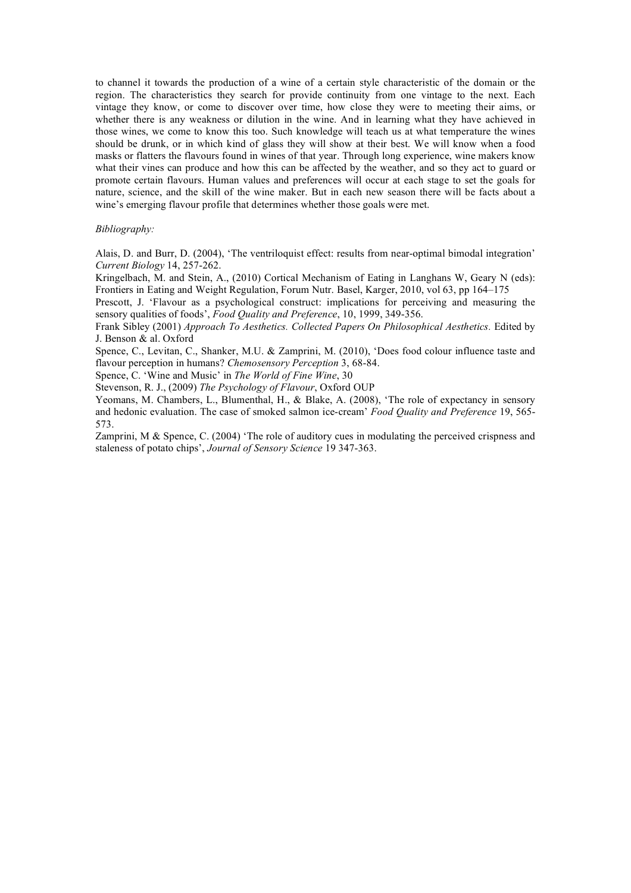to channel it towards the production of a wine of a certain style characteristic of the domain or the region. The characteristics they search for provide continuity from one vintage to the next. Each vintage they know, or come to discover over time, how close they were to meeting their aims, or whether there is any weakness or dilution in the wine. And in learning what they have achieved in those wines, we come to know this too. Such knowledge will teach us at what temperature the wines should be drunk, or in which kind of glass they will show at their best. We will know when a food masks or flatters the flavours found in wines of that year. Through long experience, wine makers know what their vines can produce and how this can be affected by the weather, and so they act to guard or promote certain flavours. Human values and preferences will occur at each stage to set the goals for nature, science, and the skill of the wine maker. But in each new season there will be facts about a wine's emerging flavour profile that determines whether those goals were met.

*Bibliography:*

Alais, D. and Burr, D. (2004), 'The ventriloquist effect: results from near-optimal bimodal integration' *Current Biology* 14, 257-262.

Kringelbach, M. and Stein, A., (2010) Cortical Mechanism of Eating in Langhans W, Geary N (eds): Frontiers in Eating and Weight Regulation, Forum Nutr. Basel, Karger, 2010, vol 63, pp 164–175

Prescott, J. 'Flavour as a psychological construct: implications for perceiving and measuring the sensory qualities of foods', *Food Quality and Preference*, 10, 1999, 349-356.

Frank Sibley (2001) *Approach To Aesthetics. Collected Papers On Philosophical Aesthetics.* Edited by J. Benson & al. Oxford

Spence, C., Levitan, C., Shanker, M.U. & Zamprini, M. (2010), 'Does food colour influence taste and flavour perception in humans? *Chemosensory Perception* 3, 68-84.

Spence, C. 'Wine and Music' in *The World of Fine Wine*, 30

Stevenson, R. J., (2009) *The Psychology of Flavour*, Oxford OUP

Yeomans, M. Chambers, L., Blumenthal, H., & Blake, A. (2008), 'The role of expectancy in sensory and hedonic evaluation. The case of smoked salmon ice-cream' *Food Quality and Preference* 19, 565-573.

Zamprini, M & Spence, C. (2004) 'The role of auditory cues in modulating the perceived crispness and staleness of potato chips', *Journal of Sensory Science* 19 347-363.